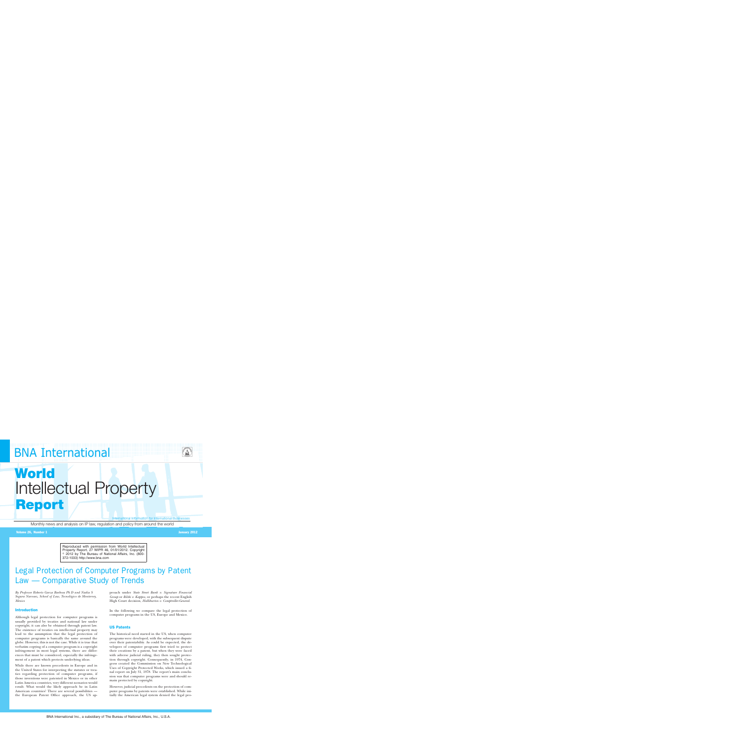# BNA International

# World Intellectual Property Report

International Information for International Businesses

Monthly news and analysis on IP law, regulation and policy from around the world

Volume 26, Number 1 — January 2012

Reproduced with permission from World Intellectual Property Report, 27 WIPR 46, 01/01/2012. Copyright © 2012 by The Bureau of National Affairs, Inc. (800-372-1033) http://www.bna.com

## Legal Protection of Computer Programs by Patent Law — Comparative Study of Trends

*By Professor Roberto Garza Barbosa Ph D and Nadia S. Segura Narvaez, School of Law, Tecnologico de Monterrey, Mexico*

### Introduction

Although legal protection for computer programs is usually provided by treaties and national law under copyright, it can also be obtained through patent law. The existence of treaties on intellectual property may lead to the assumption that the legal protection of computer programs is basically the same around the globe. However, this is not the case. While it is true that verbatim copying of a computer program is a copyright infringement in most legal systems, there are differences that must be considered, especially the infringement of a patent which protects underlying ideas.

While there are known precedents in Europe and in the United States for interpreting the statutes or treaties regarding protection of computer programs, if those inventions were patented in Mexico or in other Latin America countries, very different scenarios would result. What would the likely approach be in Latin American countries? There are several possibilities — the European Patent Office approach, the US approach under *State Street Bank v. Signature Financial Group* or *Bilski v. Kappos*, or perhaps the recent English High Court decision, *Halliburton v. Comptroller-General.*

In the following we compare the legal protection of computer programs in the US, Europe and Mexico.

### US Patents

The historical need started in the US, when computer programs were developed, with the subsequent dispute over their patentability. As could be expected, the developers of computer programs first tried to protect their creations by a patent, but when they were faced with adverse judicial ruling, they then sought protection through copyright. Consequently, in 1974, Congress created the Commission on New Technological Uses of Copyright Protected Works, which issued a final report on July 31, 1978. The report's main conclusion was that computer programs were and should remain protected by copyright.

However, judicial precedents on the protection of computer programs by patents were established. While initially the American legal system denied the legal pro-

BNA International Inc., a subsidiary of The Bureau of National Affairs, Inc., U.S.A.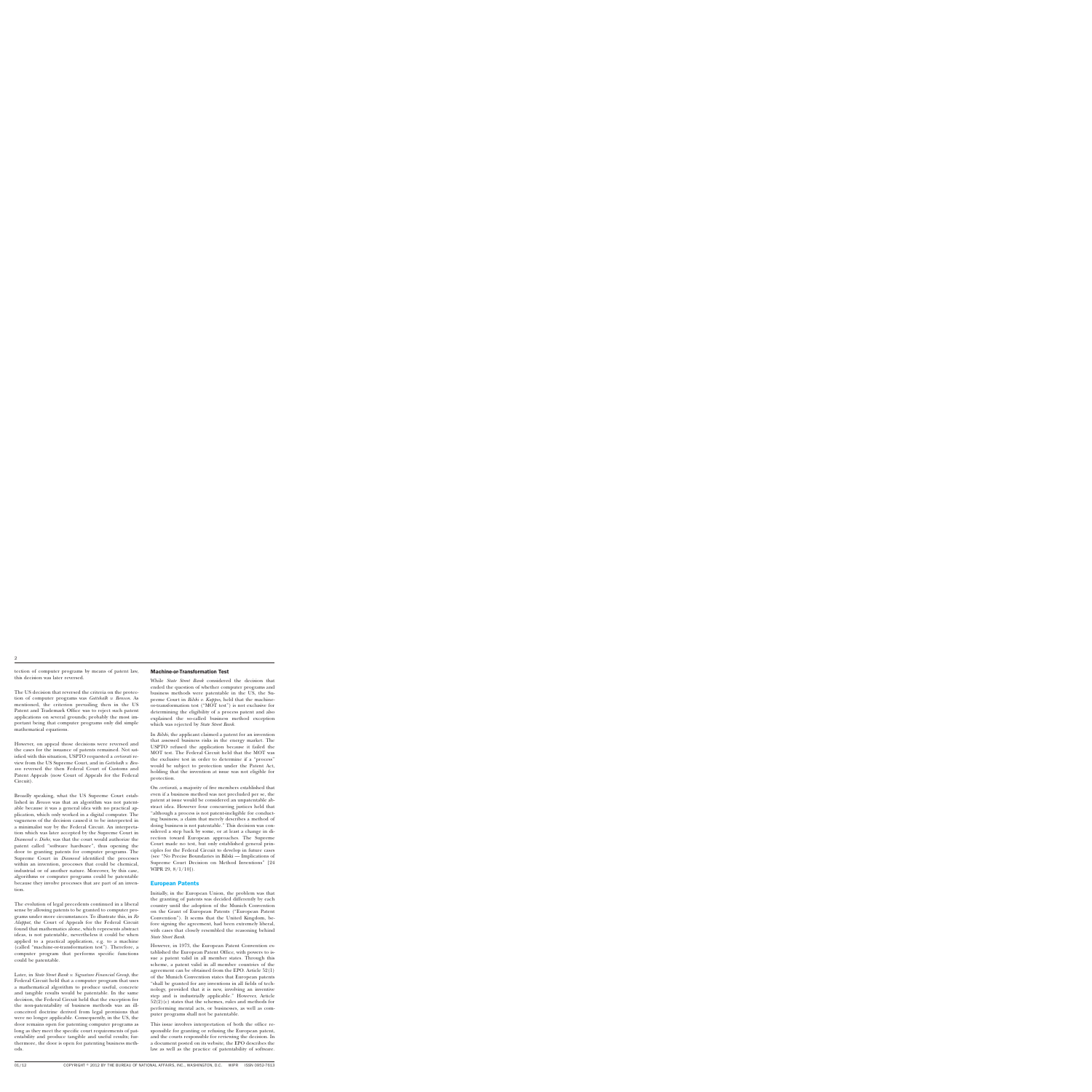tection of computer programs by means of patent law, this decision was later reversed.

The US decision that reversed the criteria on the protection of computer programs was *Gottshalk v. Benson*. As mentioned, the criterion prevailing then in the US Patent and Trademark Office was to reject such patent applications on several grounds; probably the most important being that computer programs only did simple mathematical equations.

However, on appeal those decisions were reversed and the cases for the issuance of patents remained. Not satisfied with this situation, USPTO requested a *certiorari* review from the US Supreme Court, and in *Gottshalk v. Benson* reversed the then Federal Court of Customs and Patent Appeals (now Court of Appeals for the Federal Circuit).

Broadly speaking, what the US Supreme Court established in *Benson* was that an algorithm was not patentable because it was a general idea with no practical application, which only worked in a digital computer. The vagueness of the decision caused it to be interpreted in a minimalist way by the Federal Circuit. An interpretation which was later accepted by the Supreme Court in *Diamond v. Diehr*, was that the court would authorize the patent called "software hardware", thus opening the door to granting patents for computer programs. The Supreme Court in *Diamond* identified the processes within an invention, processes that could be chemical, industrial or of another nature. Moreover, by this case, algorithms or computer programs could be patentable because they involve processes that are part of an invention.

The evolution of legal precedents continued in a liberal sense by allowing patents to be granted to computer programs under more circumstances. To illustrate this, in *Re Alappat*, the Court of Appeals for the Federal Circuit found that mathematics alone, which represents abstract ideas, is not patentable, nevertheless it could be when applied to a practical application, e.g. to a machine (called "machine-or-transformation test"). Therefore, a computer program that performs specific functions could be patentable.

Later, in *State Street Bank v. Signature Financial Group*, the Federal Circuit held that a computer program that uses a mathematical algorithm to produce useful, concrete and tangible results would be patentable. In the same decision, the Federal Circuit held that the exception for the non-patentability of business methods was an ill-conceived doctrine derived from legal provisions that were no longer applicable. Consequently, in the US, the door remains open for patenting computer programs as long as they meet the specific court requirements of patentability and produce tangible and useful results; furthermore, the door is open for patenting business methods.

## Machine-or-Transformation Test

While *State Street Bank* considered the decision that ended the question of whether computer programs and business methods were patentable in the US, the Supreme Court in *Bilski v. Kappos*, held that the machine-or-transformation test ("MOT test") is not exclusive for determining the eligibility of a process patent and also explained the so-called business method exception which was rejected by *State Street Bank*.

In *Bilski*, the applicant claimed a patent for an invention that assessed business risks in the energy market. The USPTO refused the application because it failed the MOT test. The Federal Circuit held that the MOT was the exclusive test in order to determine if a "process" would be subject to protection under the Patent Act, holding that the invention at issue was not eligible for protection.

On *certiorari*, a majority of five members established that even if a business method was not precluded per se, the patent at issue would be considered an unpatentable abstract idea. However four concurring justices held that "although a process is not patent-ineligible for conducting business, a claim that merely describes a method of doing business is not patentable." This decision was considered a step back by some, or at least a change in direction toward European approaches. The Supreme Court made no test, but only established general principles for the Federal Circuit to develop in future cases (see "No Precise Boundaries in Bilski — Implications of Supreme Court Decision on Method Inventions" [24 WIPR 29, 8/1/10]).

## European Patents

Initially, in the European Union, the problem was that the granting of patents was decided differently by each country until the adoption of the Munich Convention on the Grant of European Patents ("European Patent Convention"). It seems that the United Kingdom, before signing the agreement, had been extremely liberal, with cases that closely resembled the reasoning behind *State Street Bank*.

However, in 1973, the European Patent Convention established the European Patent Office, with powers to issue a patent valid in all member states. Through this scheme, a patent valid in all member countries of the agreement can be obtained from the EPO. Article 52(1) of the Munich Convention states that European patents "shall be granted for any inventions in all fields of technology, provided that it is new, involving an inventive step and is industrially applicable." However, Article 52(2)(c) states that the schemes, rules and methods for performing mental acts, or businesses, as well as computer programs shall not be patentable.

This issue involves interpretation of both the office responsible for granting or refusing the European patent, and the courts responsible for reviewing the decision. In a document posted on its website, the EPO describes the law as well as the practice of patentability of software.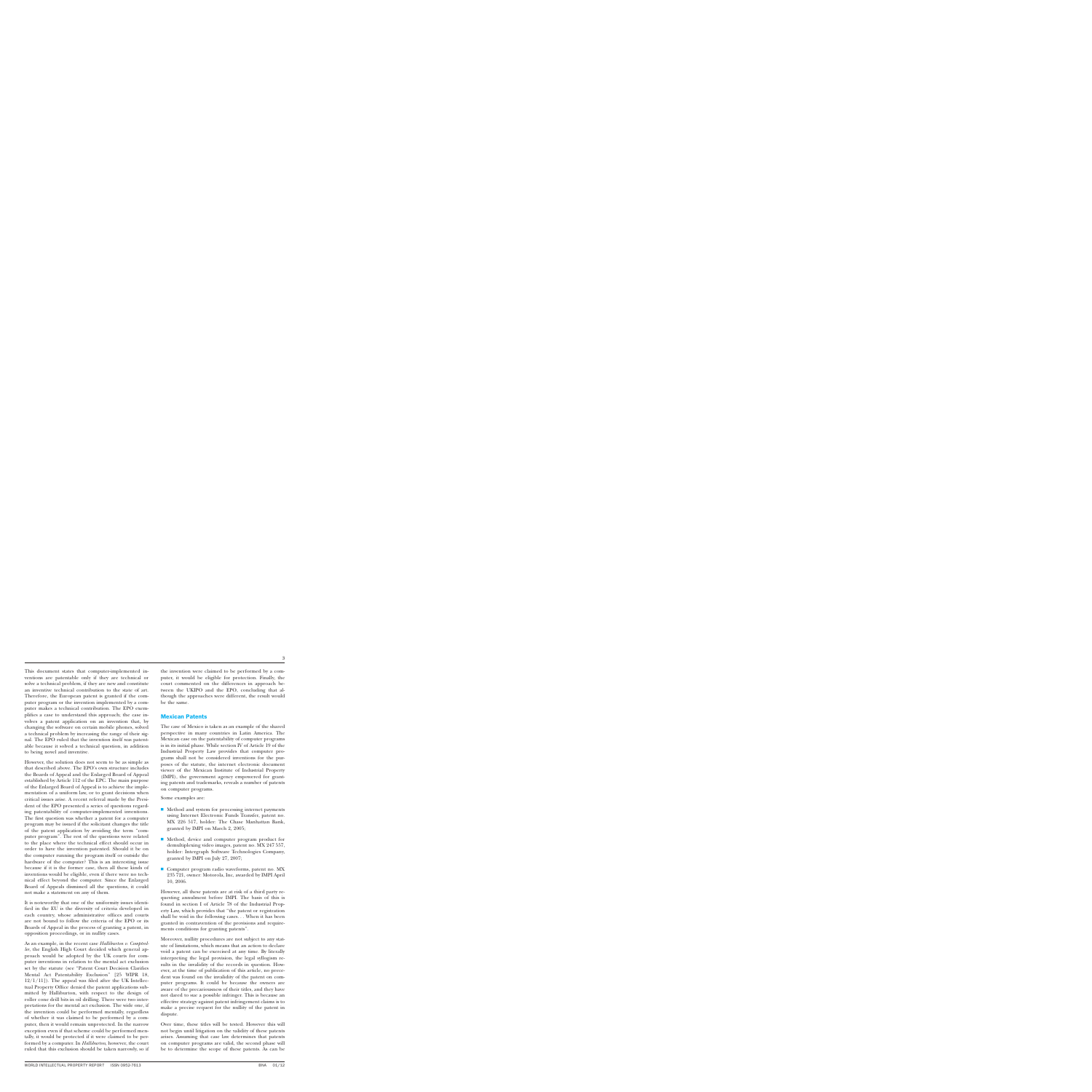This document states that computer-implemented inventions are patentable only if they are technical or solve a technical problem, if they are new and constitute an inventive technical contribution to the state of art. Therefore, the European patent is granted if the computer program or the invention implemented by a computer makes a technical contribution. The EPO exemplifies a case to understand this approach; the case involves a patent application on an invention that, by changing the software on certain mobile phones, solved a technical problem by increasing the range of their signal. The EPO ruled that the invention itself was patentable because it solved a technical question, in addition to being novel and inventive.

However, the solution does not seem to be as simple as that described above. The EPO's own structure includes the Boards of Appeal and the Enlarged Board of Appeal established by Article 112 of the EPC. The main purpose of the Enlarged Board of Appeal is to achieve the implementation of a uniform law, or to grant decisions when critical issues arise. A recent referral made by the President of the EPO presented a series of questions regarding patentability of computer-implemented inventions. The first question was whether a patent for a computer program may be issued if the solicitant changes the title of the patent application by avoiding the term "computer program". The rest of the questions were related to the place where the technical effect should occur in order to have the invention patented. Should it be on the computer running the program itself or outside the hardware of the computer? This is an interesting issue because if it is the former case, then all these kinds of inventions would be eligible, even if there were no technical effect beyond the computer. Since the Enlarged Board of Appeals dismissed all the questions, it could not make a statement on any of them.

It is noteworthy that one of the uniformity issues identified in the EU is the diversity of criteria developed in each country, whose administrative offices and courts are not bound to follow the criteria of the EPO or its Boards of Appeal in the process of granting a patent, in opposition proceedings, or in nullity cases.

As an example, in the recent case *Halliburton v. Comptroller*, the English High Court decided which general approach would be adopted by the UK courts for computer inventions in relation to the mental act exclusion set by the statute (see "Patent Court Decision Clarifies Mental Act Patentability Exclusion" [25 WIPR 18, 12/1/11]). The appeal was filed after the UK Intellectual Property Office denied the patent applications submitted by Halliburton, with respect to the design of roller cone drill bits in oil drilling. There were two interpretations for the mental act exclusion. The wide one, if the invention could be performed mentally, regardless of whether it was claimed to be performed by a computer, then it would remain unprotected. In the narrow exception even if that scheme could be performed mentally, it would be protected if it were claimed to be performed by a computer. In *Halliburton*, however, the court ruled that this exclusion should be taken narrowly, so if the invention were claimed to be performed by a computer, it would be eligible for protection. Finally, the court commented on the differences in approach between the UKIPO and the EPO, concluding that although the approaches were different, the result would be the same.

## Mexican Patents

The case of Mexico is taken as an example of the shared perspective in many countries in Latin America. The Mexican case on the patentability of computer programs is in its initial phase. While section IV of Article 19 of the Industrial Property Law provides that computer programs shall not be considered inventions for the purposes of the statute, the internet electronic document viewer of the Mexican Institute of Industrial Property (IMPI), the government agency empowered for granting patents and trademarks, reveals a number of patents on computer programs.

Some examples are:

- Method and system for processing internet payments using Internet Electronic Funds Transfer, patent no. MX 226 517, holder: The Chase Manhattan Bank, granted by IMPI on March 2, 2005;
- Method, device and computer program product for demultiplexing video images, patent no. MX 247 557, holder: Intergraph Software Technologies Company, granted by IMPI on July 27, 2007;
- Computer program radio waveforms, patent no. MX 235 721, owner: Motorola, Inc, awarded by IMPI April 10, 2006.

However, all these patents are at risk of a third party requesting annulment before IMPI. The basis of this is found in section I of Article 78 of the Industrial Property Law, which provides that "the patent or registration shall be void in the following cases. . . When it has been granted in contravention of the provisions and requirements conditions for granting patents".

Moreover, nullity procedures are not subject to any statute of limitations, which means that an action to declare void a patent can be exercised at any time. By literally interpreting the legal provision, the legal syllogism results in the invalidity of the records in question. However, at the time of publication of this article, no precedent was found on the invalidity of the patent on computer programs. It could be because the owners are aware of the precariousness of their titles, and they have not dared to sue a possible infringer. This is because an effective strategy against patent infringement claims is to make a precise request for the nullity of the patent in dispute.

Over time, these titles will be tested. However this will not begin until litigation on the validity of these patents arises. Assuming that case law determines that patents on computer programs are valid, the second phase will be to determine the scope of these patents. As can be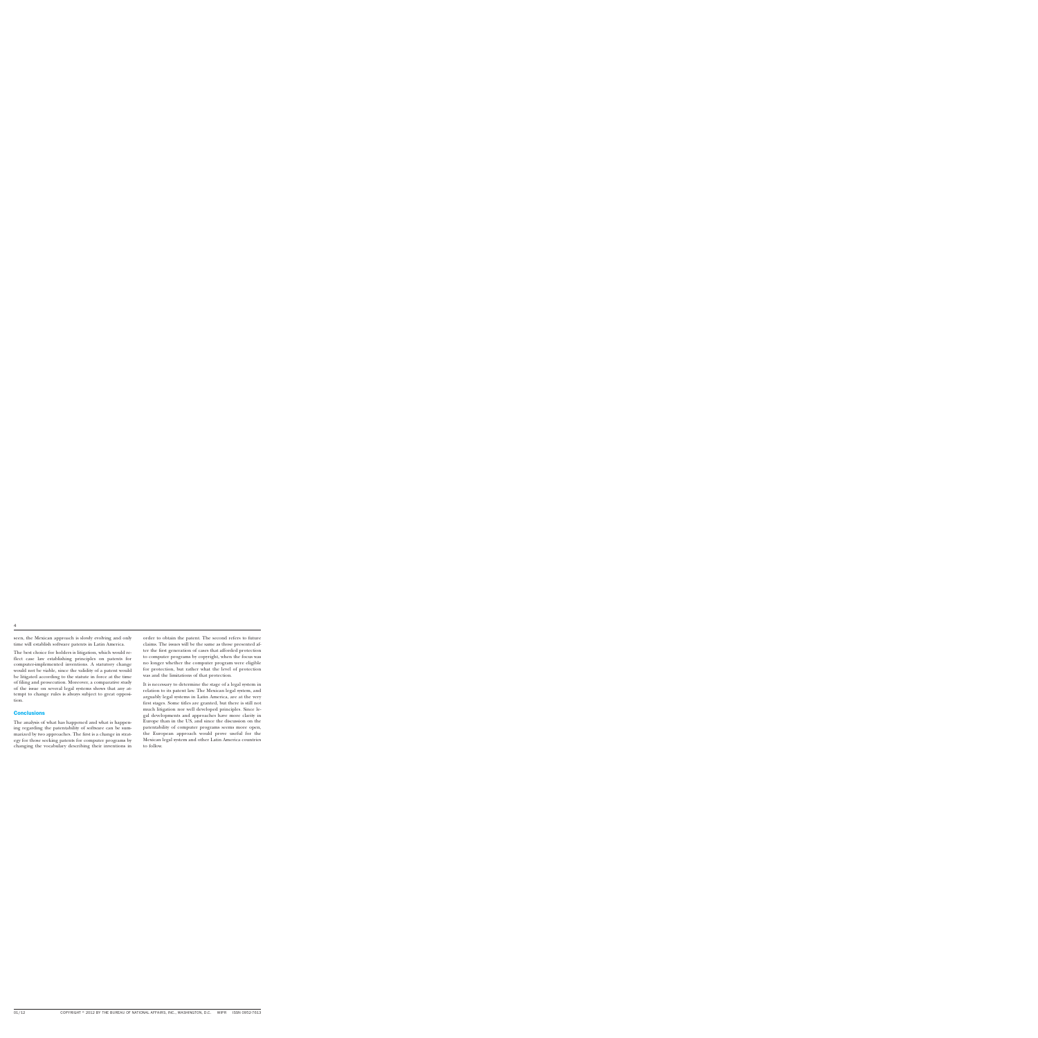seen, the Mexican approach is slowly evolving and only time will establish software patents in Latin America.

The best choice for holders is litigation, which would reflect case law establishing principles on patents for computer-implemented inventions. A statutory change would not be viable, since the validity of a patent would be litigated according to the statute in force at the time of filing and prosecution. Moreover, a comparative study of the issue on several legal systems shows that any attempt to change rules is always subject to great opposition.

## Conclusions

The analysis of what has happened and what is happening regarding the patentability of software can be summarized by two approaches. The first is a change in strategy for those seeking patents for computer programs by changing the vocabulary describing their inventions in order to obtain the patent. The second refers to future claims. The issues will be the same as those presented after the first generation of cases that afforded protection to computer programs by copyright, when the focus was no longer whether the computer program were eligible for protection, but rather what the level of protection was and the limitations of that protection.

It is necessary to determine the stage of a legal system in relation to its patent law. The Mexican legal system, and arguably legal systems in Latin America, are at the very first stages. Some titles are granted, but there is still not much litigation nor well developed principles. Since legal developments and approaches have more clarity in Europe than in the US, and since the discussion on the patentability of computer programs seems more open, the European approach would prove useful for the Mexican legal system and other Latin America countries to follow.